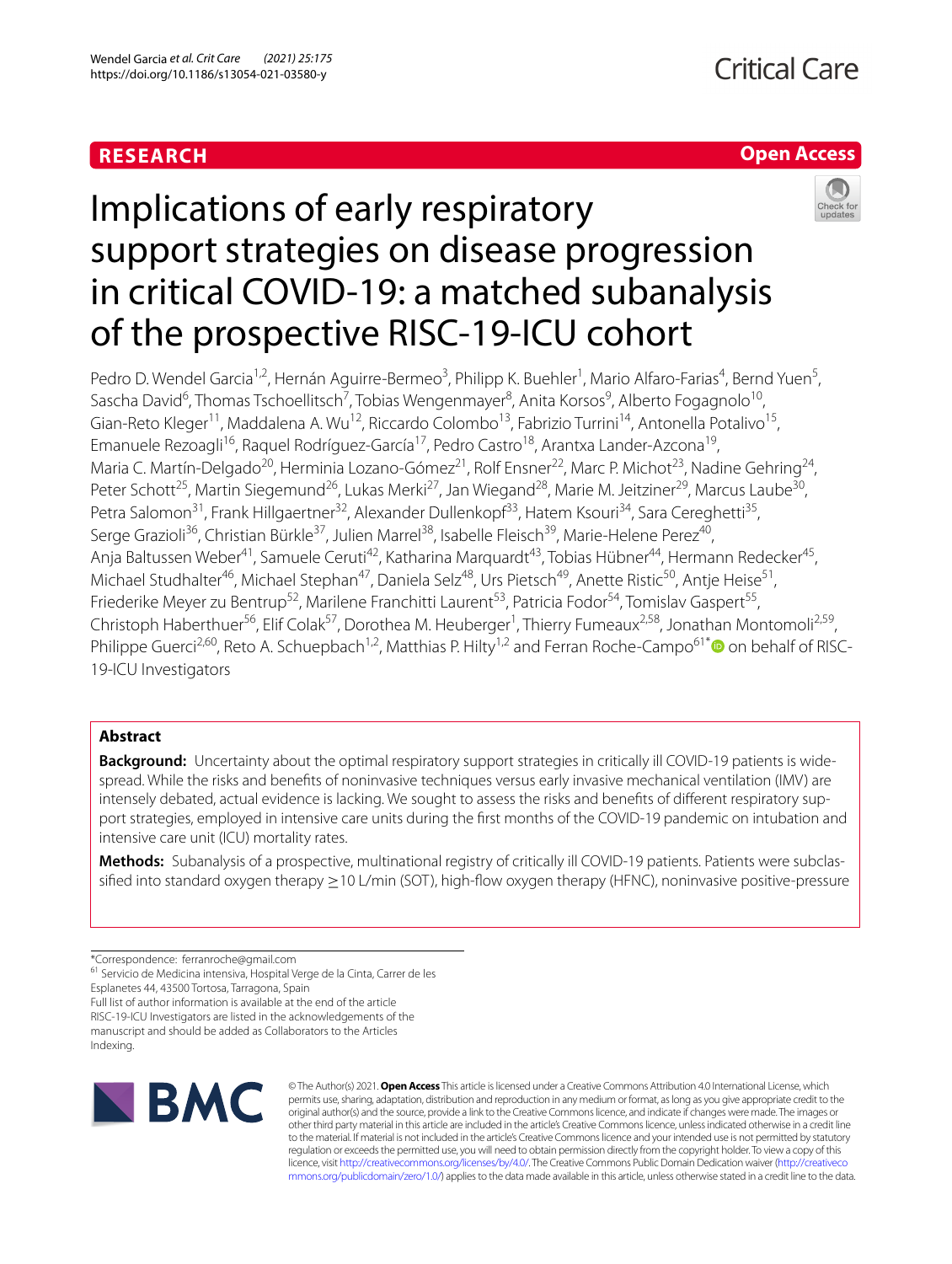RESEARCH

Open Access

# Implications of early respiratory support strategies on disease progression in critical COVID-19: a matched subanalysis of the prospective RISC-19-ICU cohort

Pedro D. Wendel Garcia[1,2], Hernán Aguirre-Bermeo[3], Philipp K. Buehler[1], Mario Alfaro-Farias[4], Bernd Yuen[5], Sascha David[6], Thomas Tschoellitsch[7], Tobias Wengenmayer[8], Anita Korsos[9], Alberto Fogagnolo[10], Gian-Reto Kleger[11], Maddalena A. Wu[12], Riccardo Colombo[13], Fabrizio Turrini[14], Antonella Potalivo[15], Emanuele Rezoagli[16], Raquel Rodríguez-García[17], Pedro Castro[18], Arantxa Lander-Azcona[19], Maria C. Martín-Delgado[20], Herminia Lozano-Gómez[21], Rolf Ensner[22], Marc P. Michot[23], Nadine Gehring[24], Peter Schott[25], Martin Siegemund[26], Lukas Merki[27], Jan Wiegand[28], Marie M. Jeitziner[29], Marcus Laube[30], Petra Salomon[31], Frank Hillgaertner[32], Alexander Dullenkopf[33], Hatem Ksouri[34], Sara Cereghetti[35], Serge Grazioli[36], Christian Bürkle[37], Julien Marrel[38], Isabelle Fleisch[39], Marie-Helene Perez[40], Anja Baltussen Weber[41], Samuele Ceruti[42], Katharina Marquardt[43], Tobias Hübner[44], Hermann Redecker[45], Michael Studhalter[46], Michael Stephan[47], Daniela Selz[48], Urs Pietsch[49], Anette Ristic[50], Antje Heise[51], Friederike Meyer zu Bentrup[52], Marilene Franchitti Laurent[53], Patricia Fodor[54], Tomislav Gaspert[55], Christoph Haberthuer[56], Elif Colak[57], Dorothea M. Heuberger[1], Thierry Fumeaux[2,58], Jonathan Montomoli[2,59], Philippe Guerci[2,60], Reto A. Schuepbach[1,2], Matthias P. Hilty[1,2] and Ferran Roche-Campo[61]* on behalf of RISC-19-ICU Investigators

## Abstract

**Background:** Uncertainty about the optimal respiratory support strategies in critically ill COVID-19 patients is widespread. While the risks and benefits of noninvasive techniques versus early invasive mechanical ventilation (IMV) are intensely debated, actual evidence is lacking. We sought to assess the risks and benefits of different respiratory support strategies, employed in intensive care units during the first months of the COVID-19 pandemic on intubation and intensive care unit (ICU) mortality rates.

**Methods:** Subanalysis of a prospective, multinational registry of critically ill COVID-19 patients. Patients were subclassified into standard oxygen therapy ≥10 L/min (SOT), high-flow oxygen therapy (HFNC), noninvasive positive-pressure

*Correspondence: ferranroche@gmail.com
[61] Servicio de Medicina intensiva, Hospital Verge de la Cinta, Carrer de les Esplanetes 44, 43500 Tortosa, Tarragona, Spain
Full list of author information is available at the end of the article
RISC-19-ICU Investigators are listed in the acknowledgements of the manuscript and should be added as Collaborators to the Articles Indexing.

© The Author(s) 2021. **Open Access** This article is licensed under a Creative Commons Attribution 4.0 International License, which permits use, sharing, adaptation, distribution and reproduction in any medium or format, as long as you give appropriate credit to the original author(s) and the source, provide a link to the Creative Commons licence, and indicate if changes were made. The images or other third party material in this article are included in the article's Creative Commons licence, unless indicated otherwise in a credit line to the material. If material is not included in the article's Creative Commons licence and your intended use is not permitted by statutory regulation or exceeds the permitted use, you will need to obtain permission directly from the copyright holder. To view a copy of this licence, visit http://creativecommons.org/licenses/by/4.0/. The Creative Commons Public Domain Dedication waiver (http://creativecommons.org/publicdomain/zero/1.0/) applies to the data made available in this article, unless otherwise stated in a credit line to the data.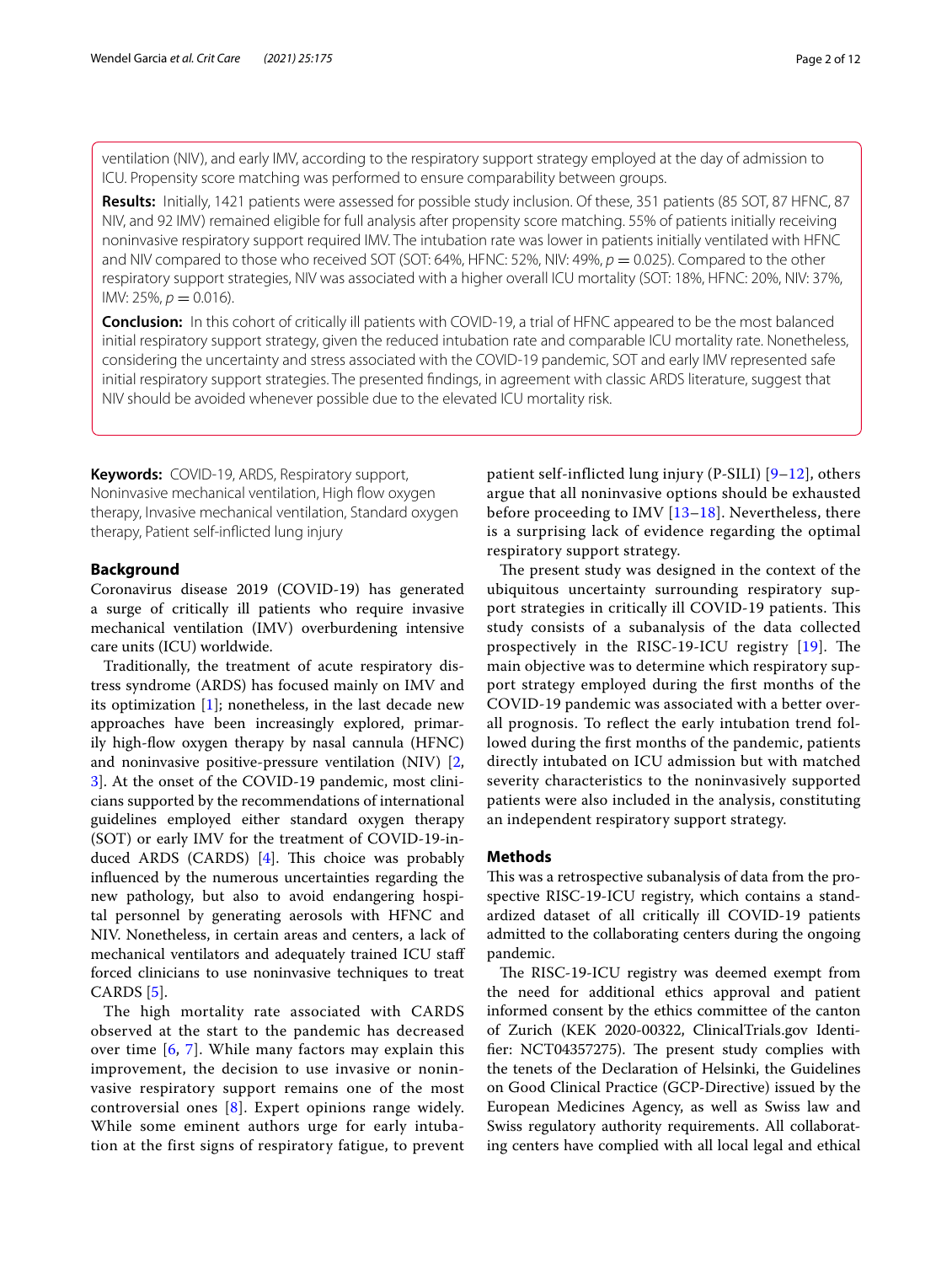ventilation (NIV), and early IMV, according to the respiratory support strategy employed at the day of admission to ICU. Propensity score matching was performed to ensure comparability between groups.

**Results:** Initially, 1421 patients were assessed for possible study inclusion. Of these, 351 patients (85 SOT, 87 HFNC, 87 NIV, and 92 IMV) remained eligible for full analysis after propensity score matching. 55% of patients initially receiving noninvasive respiratory support required IMV. The intubation rate was lower in patients initially ventilated with HFNC and NIV compared to those who received SOT (SOT: 64%, HFNC: 52%, NIV: 49%, $p = 0.025$). Compared to the other respiratory support strategies, NIV was associated with a higher overall ICU mortality (SOT: 18%, HFNC: 20%, NIV: 37%, IMV: 25%, $p = 0.016$).

**Conclusion:** In this cohort of critically ill patients with COVID-19, a trial of HFNC appeared to be the most balanced initial respiratory support strategy, given the reduced intubation rate and comparable ICU mortality rate. Nonetheless, considering the uncertainty and stress associated with the COVID-19 pandemic, SOT and early IMV represented safe initial respiratory support strategies. The presented findings, in agreement with classic ARDS literature, suggest that NIV should be avoided whenever possible due to the elevated ICU mortality risk.

**Keywords:** COVID-19, ARDS, Respiratory support, Noninvasive mechanical ventilation, High flow oxygen therapy, Invasive mechanical ventilation, Standard oxygen therapy, Patient self-inflicted lung injury

## Background

Coronavirus disease 2019 (COVID-19) has generated a surge of critically ill patients who require invasive mechanical ventilation (IMV) overburdening intensive care units (ICU) worldwide.

Traditionally, the treatment of acute respiratory distress syndrome (ARDS) has focused mainly on IMV and its optimization [1]; nonetheless, in the last decade new approaches have been increasingly explored, primarily high-flow oxygen therapy by nasal cannula (HFNC) and noninvasive positive-pressure ventilation (NIV) [2, 3]. At the onset of the COVID-19 pandemic, most clinicians supported by the recommendations of international guidelines employed either standard oxygen therapy (SOT) or early IMV for the treatment of COVID-19-induced ARDS (CARDS) [4]. This choice was probably influenced by the numerous uncertainties regarding the new pathology, but also to avoid endangering hospital personnel by generating aerosols with HFNC and NIV. Nonetheless, in certain areas and centers, a lack of mechanical ventilators and adequately trained ICU staff forced clinicians to use noninvasive techniques to treat CARDS [5].

The high mortality rate associated with CARDS observed at the start to the pandemic has decreased over time [6, 7]. While many factors may explain this improvement, the decision to use invasive or noninvasive respiratory support remains one of the most controversial ones [8]. Expert opinions range widely. While some eminent authors urge for early intubation at the first signs of respiratory fatigue, to prevent patient self-inflicted lung injury (P-SILI) [9–12], others argue that all noninvasive options should be exhausted before proceeding to IMV [13–18]. Nevertheless, there is a surprising lack of evidence regarding the optimal respiratory support strategy.

The present study was designed in the context of the ubiquitous uncertainty surrounding respiratory support strategies in critically ill COVID-19 patients. This study consists of a subanalysis of the data collected prospectively in the RISC-19-ICU registry [19]. The main objective was to determine which respiratory support strategy employed during the first months of the COVID-19 pandemic was associated with a better overall prognosis. To reflect the early intubation trend followed during the first months of the pandemic, patients directly intubated on ICU admission but with matched severity characteristics to the noninvasively supported patients were also included in the analysis, constituting an independent respiratory support strategy.

## Methods

This was a retrospective subanalysis of data from the prospective RISC-19-ICU registry, which contains a standardized dataset of all critically ill COVID-19 patients admitted to the collaborating centers during the ongoing pandemic.

The RISC-19-ICU registry was deemed exempt from the need for additional ethics approval and patient informed consent by the ethics committee of the canton of Zurich (KEK 2020-00322, ClinicalTrials.gov Identifier: NCT04357275). The present study complies with the tenets of the Declaration of Helsinki, the Guidelines on Good Clinical Practice (GCP-Directive) issued by the European Medicines Agency, as well as Swiss law and Swiss regulatory authority requirements. All collaborating centers have complied with all local legal and ethical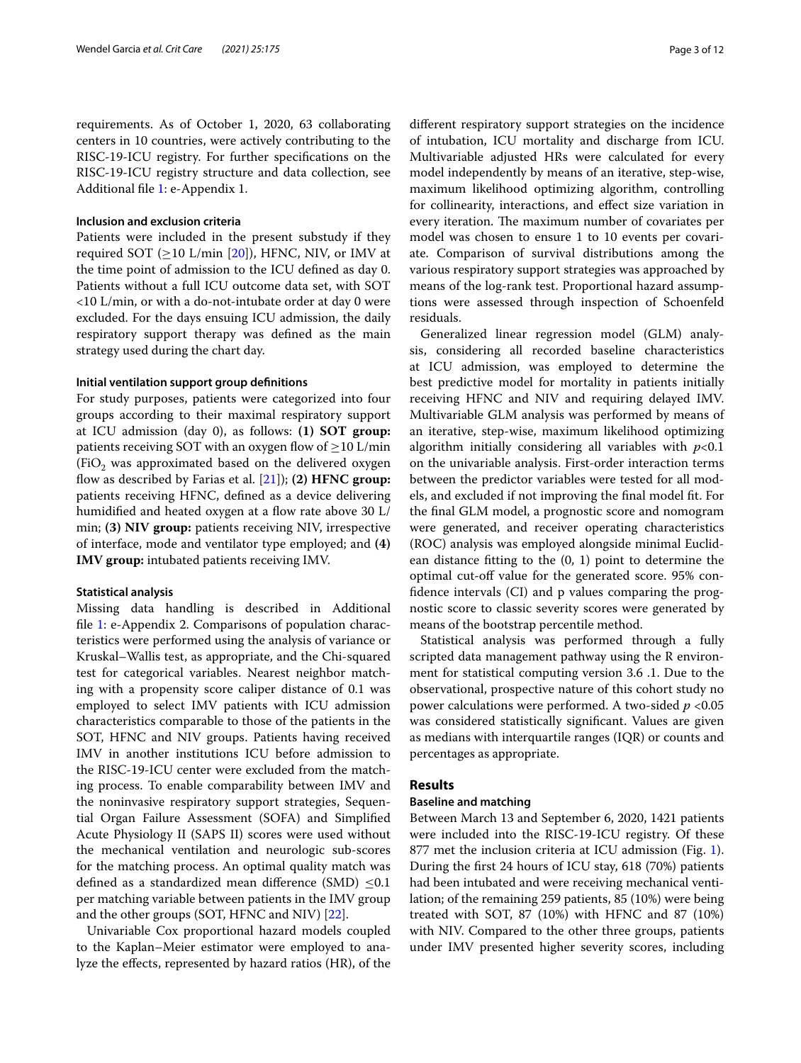requirements. As of October 1, 2020, 63 collaborating centers in 10 countries, were actively contributing to the RISC-19-ICU registry. For further specifications on the RISC-19-ICU registry structure and data collection, see Additional file 1: e-Appendix 1.

### Inclusion and exclusion criteria

Patients were included in the present substudy if they required SOT ($\geq$10 L/min [20]), HFNC, NIV, or IMV at the time point of admission to the ICU defined as day 0. Patients without a full ICU outcome data set, with SOT <10 L/min, or with a do-not-intubate order at day 0 were excluded. For the days ensuing ICU admission, the daily respiratory support therapy was defined as the main strategy used during the chart day.

### Initial ventilation support group definitions

For study purposes, patients were categorized into four groups according to their maximal respiratory support at ICU admission (day 0), as follows: **(1) SOT group:** patients receiving SOT with an oxygen flow of $\geq$10 L/min ($FiO_2$ was approximated based on the delivered oxygen flow as described by Farias et al. [21]); **(2) HFNC group:** patients receiving HFNC, defined as a device delivering humidified and heated oxygen at a flow rate above 30 L/min; **(3) NIV group:** patients receiving NIV, irrespective of interface, mode and ventilator type employed; and **(4) IMV group:** intubated patients receiving IMV.

### Statistical analysis

Missing data handling is described in Additional file 1: e-Appendix 2. Comparisons of population characteristics were performed using the analysis of variance or Kruskal–Wallis test, as appropriate, and the Chi-squared test for categorical variables. Nearest neighbor matching with a propensity score caliper distance of 0.1 was employed to select IMV patients with ICU admission characteristics comparable to those of the patients in the SOT, HFNC and NIV groups. Patients having received IMV in another institutions ICU before admission to the RISC-19-ICU center were excluded from the matching process. To enable comparability between IMV and the noninvasive respiratory support strategies, Sequential Organ Failure Assessment (SOFA) and Simplified Acute Physiology II (SAPS II) scores were used without the mechanical ventilation and neurologic sub-scores for the matching process. An optimal quality match was defined as a standardized mean difference (SMD) $\leq$0.1 per matching variable between patients in the IMV group and the other groups (SOT, HFNC and NIV) [22].

Univariable Cox proportional hazard models coupled to the Kaplan–Meier estimator were employed to analyze the effects, represented by hazard ratios (HR), of the different respiratory support strategies on the incidence of intubation, ICU mortality and discharge from ICU. Multivariable adjusted HRs were calculated for every model independently by means of an iterative, step-wise, maximum likelihood optimizing algorithm, controlling for collinearity, interactions, and effect size variation in every iteration. The maximum number of covariates per model was chosen to ensure 1 to 10 events per covariate. Comparison of survival distributions among the various respiratory support strategies was approached by means of the log-rank test. Proportional hazard assumptions were assessed through inspection of Schoenfeld residuals.

Generalized linear regression model (GLM) analysis, considering all recorded baseline characteristics at ICU admission, was employed to determine the best predictive model for mortality in patients initially receiving HFNC and NIV and requiring delayed IMV. Multivariable GLM analysis was performed by means of an iterative, step-wise, maximum likelihood optimizing algorithm initially considering all variables with $p$<0.1 on the univariable analysis. First-order interaction terms between the predictor variables were tested for all models, and excluded if not improving the final model fit. For the final GLM model, a prognostic score and nomogram were generated, and receiver operating characteristics (ROC) analysis was employed alongside minimal Euclidean distance fitting to the (0, 1) point to determine the optimal cut-off value for the generated score. 95% confidence intervals (CI) and p values comparing the prognostic score to classic severity scores were generated by means of the bootstrap percentile method.

Statistical analysis was performed through a fully scripted data management pathway using the R environment for statistical computing version 3.6 .1. Due to the observational, prospective nature of this cohort study no power calculations were performed. A two-sided $p$ <0.05 was considered statistically significant. Values are given as medians with interquartile ranges (IQR) or counts and percentages as appropriate.

## Results

### Baseline and matching

Between March 13 and September 6, 2020, 1421 patients were included into the RISC-19-ICU registry. Of these 877 met the inclusion criteria at ICU admission (Fig. 1). During the first 24 hours of ICU stay, 618 (70%) patients had been intubated and were receiving mechanical ventilation; of the remaining 259 patients, 85 (10%) were being treated with SOT, 87 (10%) with HFNC and 87 (10%) with NIV. Compared to the other three groups, patients under IMV presented higher severity scores, including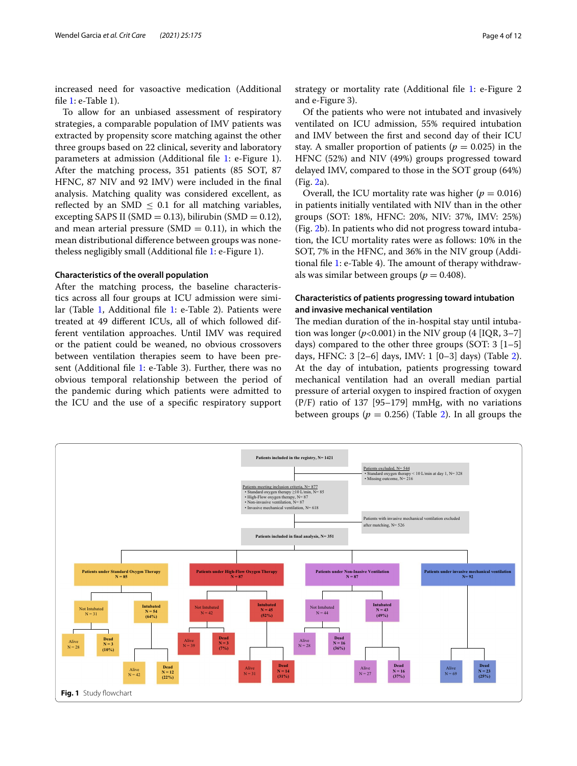increased need for vasoactive medication (Additional file 1: e-Table 1).

To allow for an unbiased assessment of respiratory strategies, a comparable population of IMV patients was extracted by propensity score matching against the other three groups based on 22 clinical, severity and laboratory parameters at admission (Additional file 1: e-Figure 1). After the matching process, 351 patients (85 SOT, 87 HFNC, 87 NIV and 92 IMV) were included in the final analysis. Matching quality was considered excellent, as reflected by an SMD $\leq$ 0.1 for all matching variables, excepting SAPS II (SMD = 0.13), bilirubin (SMD = 0.12), and mean arterial pressure (SMD = 0.11), in which the mean distributional difference between groups was nonetheless negligibly small (Additional file 1: e-Figure 1).

### Characteristics of the overall population

After the matching process, the baseline characteristics across all four groups at ICU admission were similar (Table 1, Additional file 1: e-Table 2). Patients were treated at 49 different ICUs, all of which followed different ventilation approaches. Until IMV was required or the patient could be weaned, no obvious crossovers between ventilation therapies seem to have been present (Additional file 1: e-Table 3). Further, there was no obvious temporal relationship between the period of the pandemic during which patients were admitted to the ICU and the use of a specific respiratory support strategy or mortality rate (Additional file 1: e-Figure 2 and e-Figure 3).

Of the patients who were not intubated and invasively ventilated on ICU admission, 55% required intubation and IMV between the first and second day of their ICU stay. A smaller proportion of patients ($p$ = 0.025) in the HFNC (52%) and NIV (49%) groups progressed toward delayed IMV, compared to those in the SOT group (64%) (Fig. 2a).

Overall, the ICU mortality rate was higher ($p$ = 0.016) in patients initially ventilated with NIV than in the other groups (SOT: 18%, HFNC: 20%, NIV: 37%, IMV: 25%) (Fig. 2b). In patients who did not progress toward intubation, the ICU mortality rates were as follows: 10% in the SOT, 7% in the HFNC, and 36% in the NIV group (Additional file 1: e-Table 4). The amount of therapy withdrawals was similar between groups ($p$ = 0.408).

### Characteristics of patients progressing toward intubation and invasive mechanical ventilation

The median duration of the in-hospital stay until intubation was longer ($p$<0.001) in the NIV group (4 [IQR, 3–7] days) compared to the other three groups (SOT: 3 [1–5] days, HFNC: 3 [2–6] days, IMV: 1 [0–3] days) (Table 2). At the day of intubation, patients progressing toward mechanical ventilation had an overall median partial pressure of arterial oxygen to inspired fraction of oxygen (P/F) ratio of 137 [95–179] mmHg, with no variations between groups ($p$ = 0.256) (Table 2). In all groups the

Patients included in the registry, N= 1421

Patients excluded, N= 544
- Standard oxygen therapy < 10 L/min at day 1, N= 328
- Missing outcome, N= 216

Patients meeting inclusion criteria, N= 877
- Standard oxygen therapy ≥10 L/min, N= 85
- High-Flow oxygen therapy, N= 87
- Non-invasive ventilation, N= 87
- Invasive mechanical ventilation, N= 618

Patients with invasive mechanical ventilation excluded after matching, N= 526

Patients included in final analysis, N= 351

| Patients under Standard Oxygen Therapy N = 85 | Patients under High-Flow Oxygen Therapy N = 87 | Patients under Non-Invasive Ventilation N = 87 | Patients under invasive mechanical ventilation N= 92 |
|---|---|---|---|
| Not Intubated N = 31: Alive N = 28; Dead N = 3 (10%) | Not Intubated N = 42: Alive N = 39; Dead N = 3 (7%) | Not Intubated N = 44: Alive N = 28; Dead N = 16 (36%) | |
| Intubated N = 54 (64%): Alive N = 42; Dead N = 12 (22%) | Intubated N = 45 (52%): Alive N = 31; Dead N = 14 (31%) | Intubated N = 43 (49%): Alive N = 27; Dead N = 16 (37%) | Alive N = 69; Dead N = 23 (25%) |

**Fig. 1** Study flowchart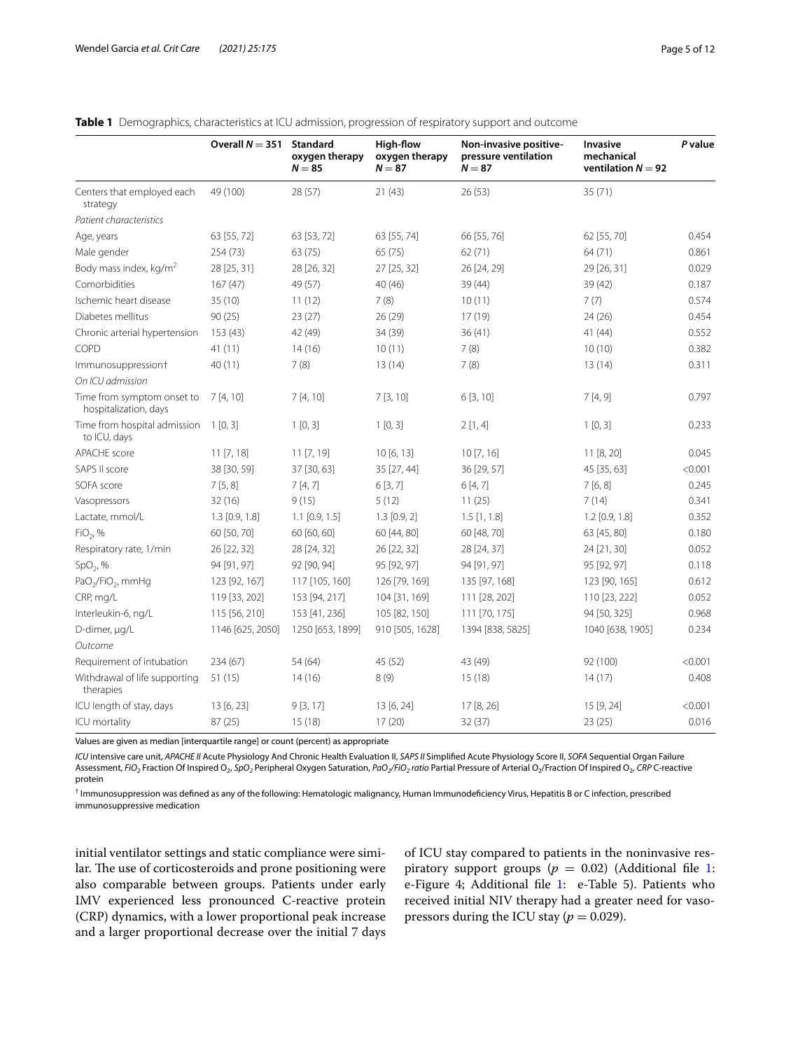**Table 1** Demographics, characteristics at ICU admission, progression of respiratory support and outcome

| | Overall $N = 351$ | Standard oxygen therapy $N = 85$ | High-flow oxygen therapy $N = 87$ | Non-invasive positive-pressure ventilation $N = 87$ | Invasive mechanical ventilation $N = 92$ | *P* value |
|---|---|---|---|---|---|---|
| Centers that employed each strategy | 49 (100) | 28 (57) | 21 (43) | 26 (53) | 35 (71) | |
| *Patient characteristics* | | | | | | |
| Age, years | 63 [55, 72] | 63 [53, 72] | 63 [55, 74] | 66 [55, 76] | 62 [55, 70] | 0.454 |
| Male gender | 254 (73) | 63 (75) | 65 (75) | 62 (71) | 64 (71) | 0.861 |
| Body mass index, kg/m$^2$ | 28 [25, 31] | 28 [26, 32] | 27 [25, 32] | 26 [24, 29] | 29 [26, 31] | 0.029 |
| Comorbidities | 167 (47) | 49 (57) | 40 (46) | 39 (44) | 39 (42) | 0.187 |
| Ischemic heart disease | 35 (10) | 11 (12) | 7 (8) | 10 (11) | 7 (7) | 0.574 |
| Diabetes mellitus | 90 (25) | 23 (27) | 26 (29) | 17 (19) | 24 (26) | 0.454 |
| Chronic arterial hypertension | 153 (43) | 42 (49) | 34 (39) | 36 (41) | 41 (44) | 0.552 |
| COPD | 41 (11) | 14 (16) | 10 (11) | 7 (8) | 10 (10) | 0.382 |
| Immunosuppression† | 40 (11) | 7 (8) | 13 (14) | 7 (8) | 13 (14) | 0.311 |
| *On ICU admission* | | | | | | |
| Time from symptom onset to hospitalization, days | 7 [4, 10] | 7 [4, 10] | 7 [3, 10] | 6 [3, 10] | 7 [4, 9] | 0.797 |
| Time from hospital admission to ICU, days | 1 [0, 3] | 1 [0, 3] | 1 [0, 3] | 2 [1, 4] | 1 [0, 3] | 0.233 |
| APACHE score | 11 [7, 18] | 11 [7, 19] | 10 [6, 13] | 10 [7, 16] | 11 [8, 20] | 0.045 |
| SAPS II score | 38 [30, 59] | 37 [30, 63] | 35 [27, 44] | 36 [29, 57] | 45 [35, 63] | <0.001 |
| SOFA score | 7 [5, 8] | 7 [4, 7] | 6 [3, 7] | 6 [4, 7] | 7 [6, 8] | 0.245 |
| Vasopressors | 32 (16) | 9 (15) | 5 (12) | 11 (25) | 7 (14) | 0.341 |
| Lactate, mmol/L | 1.3 [0.9, 1.8] | 1.1 [0.9, 1.5] | 1.3 [0.9, 2] | 1.5 [1, 1.8] | 1.2 [0.9, 1.8] | 0.352 |
| $FiO_2$, % | 60 [50, 70] | 60 [60, 60] | 60 [44, 80] | 60 [48, 70] | 63 [45, 80] | 0.180 |
| Respiratory rate, 1/min | 26 [22, 32] | 28 [24, 32] | 26 [22, 32] | 28 [24, 37] | 24 [21, 30] | 0.052 |
| $SpO_2$, % | 94 [91, 97] | 92 [90, 94] | 95 [92, 97] | 94 [91, 97] | 95 [92, 97] | 0.118 |
| $PaO_2/FiO_2$, mmHg | 123 [92, 167] | 117 [105, 160] | 126 [79, 169] | 135 [97, 168] | 123 [90, 165] | 0.612 |
| CRP, mg/L | 119 [33, 202] | 153 [94, 217] | 104 [31, 169] | 111 [28, 202] | 110 [23, 222] | 0.052 |
| Interleukin-6, ng/L | 115 [56, 210] | 153 [41, 236] | 105 [82, 150] | 111 [70, 175] | 94 [50, 325] | 0.968 |
| D-dimer, µg/L | 1146 [625, 2050] | 1250 [653, 1899] | 910 [505, 1628] | 1394 [838, 5825] | 1040 [638, 1905] | 0.234 |
| *Outcome* | | | | | | |
| Requirement of intubation | 234 (67) | 54 (64) | 45 (52) | 43 (49) | 92 (100) | <0.001 |
| Withdrawal of life supporting therapies | 51 (15) | 14 (16) | 8 (9) | 15 (18) | 14 (17) | 0.408 |
| ICU length of stay, days | 13 [6, 23] | 9 [3, 17] | 13 [6, 24] | 17 [8, 26] | 15 [9, 24] | <0.001 |
| ICU mortality | 87 (25) | 15 (18) | 17 (20) | 32 (37) | 23 (25) | 0.016 |

Values are given as median [interquartile range] or count (percent) as appropriate

*ICU* intensive care unit, *APACHE II* Acute Physiology And Chronic Health Evaluation II, *SAPS II* Simplified Acute Physiology Score II, *SOFA* Sequential Organ Failure Assessment, *$FiO_2$* Fraction Of Inspired $O_2$, *$SpO_2$* Peripheral Oxygen Saturation, *$PaO_2/FiO_2$ ratio* Partial Pressure of Arterial $O_2$/Fraction Of Inspired $O_2$, *CRP* C-reactive protein

† Immunosuppression was defined as any of the following: Hematologic malignancy, Human Immunodeficiency Virus, Hepatitis B or C infection, prescribed immunosuppressive medication

initial ventilator settings and static compliance were similar. The use of corticosteroids and prone positioning were also comparable between groups. Patients under early IMV experienced less pronounced C-reactive protein (CRP) dynamics, with a lower proportional peak increase and a larger proportional decrease over the initial 7 days of ICU stay compared to patients in the noninvasive respiratory support groups ($p = 0.02$) (Additional file 1: e-Figure 4; Additional file 1: e-Table 5). Patients who received initial NIV therapy had a greater need for vasopressors during the ICU stay ($p = 0.029$).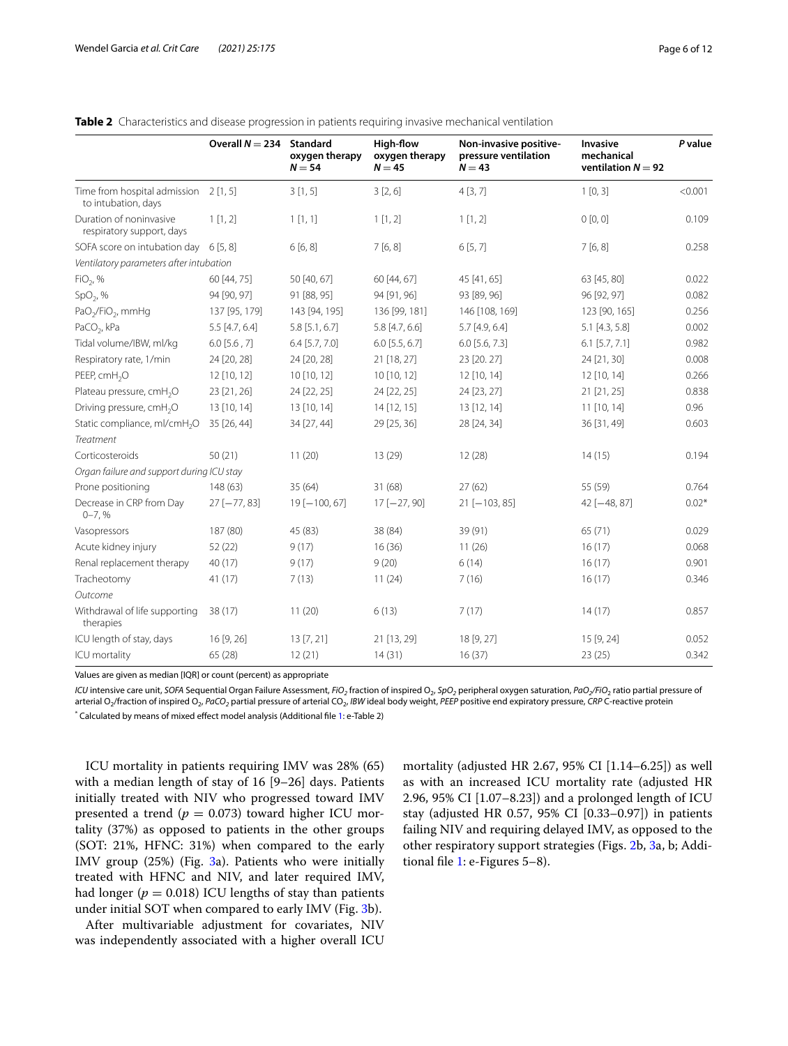**Table 2** Characteristics and disease progression in patients requiring invasive mechanical ventilation

| | Overall $N = 234$ | Standard oxygen therapy $N = 54$ | High-flow oxygen therapy $N = 45$ | Non-invasive positive-pressure ventilation $N = 43$ | Invasive mechanical ventilation $N = 92$ | *P* value |
|---|---|---|---|---|---|---|
| Time from hospital admission to intubation, days | 2 [1, 5] | 3 [1, 5] | 3 [2, 6] | 4 [3, 7] | 1 [0, 3] | <0.001 |
| Duration of noninvasive respiratory support, days | 1 [1, 2] | 1 [1, 1] | 1 [1, 2] | 1 [1, 2] | 0 [0, 0] | 0.109 |
| SOFA score on intubation day | 6 [5, 8] | 6 [6, 8] | 7 [6, 8] | 6 [5, 7] | 7 [6, 8] | 0.258 |
| *Ventilatory parameters after intubation* | | | | | | |
| $FiO_2$, % | 60 [44, 75] | 50 [40, 67] | 60 [44, 67] | 45 [41, 65] | 63 [45, 80] | 0.022 |
| $SpO_2$, % | 94 [90, 97] | 91 [88, 95] | 94 [91, 96] | 93 [89, 96] | 96 [92, 97] | 0.082 |
| $PaO_2/FiO_2$, mmHg | 137 [95, 179] | 143 [94, 195] | 136 [99, 181] | 146 [108, 169] | 123 [90, 165] | 0.256 |
| $PaCO_2$, kPa | 5.5 [4.7, 6.4] | 5.8 [5.1, 6.7] | 5.8 [4.7, 6.6] | 5.7 [4.9, 6.4] | 5.1 [4.3, 5.8] | 0.002 |
| Tidal volume/IBW, ml/kg | 6.0 [5.6 , 7] | 6.4 [5.7, 7.0] | 6.0 [5.5, 6.7] | 6.0 [5.6, 7.3] | 6.1 [5.7, 7.1] | 0.982 |
| Respiratory rate, 1/min | 24 [20, 28] | 24 [20, 28] | 21 [18, 27] | 23 [20. 27] | 24 [21, 30] | 0.008 |
| PEEP, $cmH_2O$ | 12 [10, 12] | 10 [10, 12] | 10 [10, 12] | 12 [10, 14] | 12 [10, 14] | 0.266 |
| Plateau pressure, $cmH_2O$ | 23 [21, 26] | 24 [22, 25] | 24 [22, 25] | 24 [23, 27] | 21 [21, 25] | 0.838 |
| Driving pressure, $cmH_2O$ | 13 [10, 14] | 13 [10, 14] | 14 [12, 15] | 13 [12, 14] | 11 [10, 14] | 0.96 |
| Static compliance, ml/$cmH_2O$ | 35 [26, 44] | 34 [27, 44] | 29 [25, 36] | 28 [24, 34] | 36 [31, 49] | 0.603 |
| *Treatment* | | | | | | |
| Corticosteroids | 50 (21) | 11 (20) | 13 (29) | 12 (28) | 14 (15) | 0.194 |
| *Organ failure and support during ICU stay* | | | | | | |
| Prone positioning | 148 (63) | 35 (64) | 31 (68) | 27 (62) | 55 (59) | 0.764 |
| Decrease in CRP from Day 0–7, % | 27 [−77, 83] | 19 [−100, 67] | 17 [−27, 90] | 21 [−103, 85] | 42 [−48, 87] | 0.02* |
| Vasopressors | 187 (80) | 45 (83) | 38 (84) | 39 (91) | 65 (71) | 0.029 |
| Acute kidney injury | 52 (22) | 9 (17) | 16 (36) | 11 (26) | 16 (17) | 0.068 |
| Renal replacement therapy | 40 (17) | 9 (17) | 9 (20) | 6 (14) | 16 (17) | 0.901 |
| Tracheotomy | 41 (17) | 7 (13) | 11 (24) | 7 (16) | 16 (17) | 0.346 |
| *Outcome* | | | | | | |
| Withdrawal of life supporting therapies | 38 (17) | 11 (20) | 6 (13) | 7 (17) | 14 (17) | 0.857 |
| ICU length of stay, days | 16 [9, 26] | 13 [7, 21] | 21 [13, 29] | 18 [9, 27] | 15 [9, 24] | 0.052 |
| ICU mortality | 65 (28) | 12 (21) | 14 (31) | 16 (37) | 23 (25) | 0.342 |

Values are given as median [IQR] or count (percent) as appropriate

*ICU* intensive care unit, *SOFA* Sequential Organ Failure Assessment, *$FiO_2$* fraction of inspired $O_2$, *$SpO_2$* peripheral oxygen saturation, *$PaO_2/FiO_2$* ratio partial pressure of arterial $O_2$/fraction of inspired $O_2$, *$PaCO_2$* partial pressure of arterial $CO_2$, *IBW* ideal body weight, *PEEP* positive end expiratory pressure, *CRP* C-reactive protein

* Calculated by means of mixed effect model analysis (Additional file 1: e-Table 2)

ICU mortality in patients requiring IMV was 28% (65) with a median length of stay of 16 [9–26] days. Patients initially treated with NIV who progressed toward IMV presented a trend ($p = 0.073$) toward higher ICU mortality (37%) as opposed to patients in the other groups (SOT: 21%, HFNC: 31%) when compared to the early IMV group (25%) (Fig. 3a). Patients who were initially treated with HFNC and NIV, and later required IMV, had longer ($p = 0.018$) ICU lengths of stay than patients under initial SOT when compared to early IMV (Fig. 3b).

After multivariable adjustment for covariates, NIV was independently associated with a higher overall ICU mortality (adjusted HR 2.67, 95% CI [1.14–6.25]) as well as with an increased ICU mortality rate (adjusted HR 2.96, 95% CI [1.07–8.23]) and a prolonged length of ICU stay (adjusted HR 0.57, 95% CI [0.33–0.97]) in patients failing NIV and requiring delayed IMV, as opposed to the other respiratory support strategies (Figs. 2b, 3a, b; Additional file 1: e-Figures 5–8).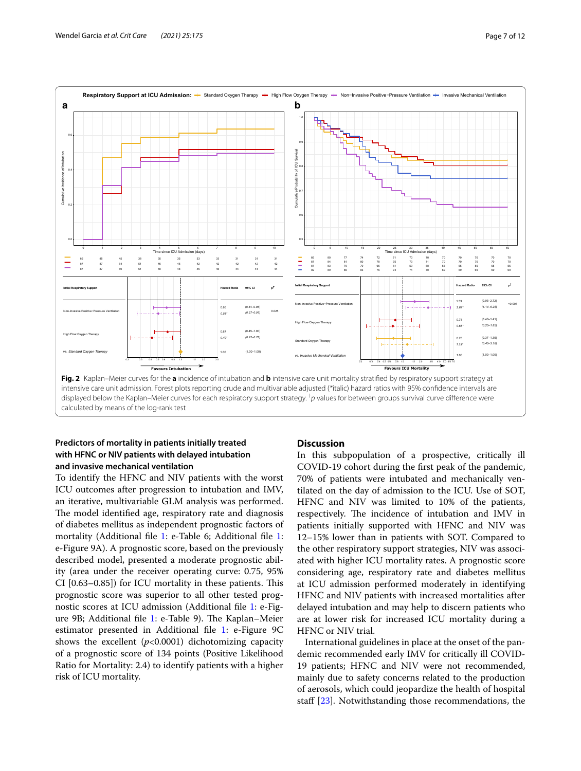**Fig. 2** Kaplan–Meier curves for the **a** incidence of intubation and **b** intensive care unit mortality stratified by respiratory support strategy at intensive care unit admission. Forest plots reporting crude and multivariable adjusted (*italic) hazard ratios with 95% confidence intervals are displayed below the Kaplan–Meier curves for each respiratory support strategy. †*p* values for between groups survival curve difference were calculated by means of the log-rank test

### Predictors of mortality in patients initially treated with HFNC or NIV patients with delayed intubation and invasive mechanical ventilation

To identify the HFNC and NIV patients with the worst ICU outcomes after progression to intubation and IMV, an iterative, multivariable GLM analysis was performed. The model identified age, respiratory rate and diagnosis of diabetes mellitus as independent prognostic factors of mortality (Additional file 1: e-Table 6; Additional file 1: e-Figure 9A). A prognostic score, based on the previously described model, presented a moderate prognostic ability (area under the receiver operating curve: 0.75, 95% CI [0.63–0.85]) for ICU mortality in these patients. This prognostic score was superior to all other tested prognostic scores at ICU admission (Additional file 1: e-Figure 9B; Additional file 1: e-Table 9). The Kaplan–Meier estimator presented in Additional file 1: e-Figure 9C shows the excellent ($p$<0.0001) dichotomizing capacity of a prognostic score of 134 points (Positive Likelihood Ratio for Mortality: 2.4) to identify patients with a higher risk of ICU mortality.

## Discussion

In this subpopulation of a prospective, critically ill COVID-19 cohort during the first peak of the pandemic, 70% of patients were intubated and mechanically ventilated on the day of admission to the ICU. Use of SOT, HFNC and NIV was limited to 10% of the patients, respectively. The incidence of intubation and IMV in patients initially supported with HFNC and NIV was 12–15% lower than in patients with SOT. Compared to the other respiratory support strategies, NIV was associated with higher ICU mortality rates. A prognostic score considering age, respiratory rate and diabetes mellitus at ICU admission performed moderately in identifying HFNC and NIV patients with increased mortalities after delayed intubation and may help to discern patients who are at lower risk for increased ICU mortality during a HFNC or NIV trial.

International guidelines in place at the onset of the pandemic recommended early IMV for critically ill COVID-19 patients; HFNC and NIV were not recommended, mainly due to safety concerns related to the production of aerosols, which could jeopardize the health of hospital staff [23]. Notwithstanding those recommendations, the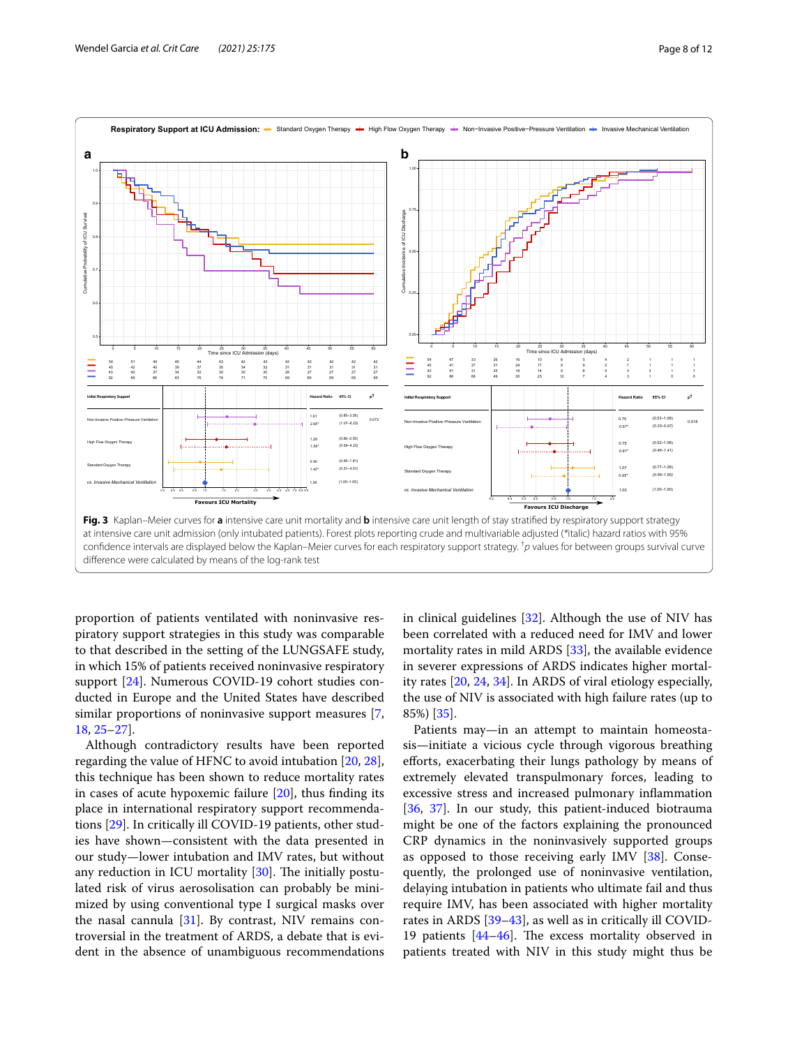**Fig. 3** Kaplan–Meier curves for **a** intensive care unit mortality and **b** intensive care unit length of stay stratified by respiratory support strategy at intensive care unit admission (only intubated patients). Forest plots reporting crude and multivariable adjusted (*italic) hazard ratios with 95% confidence intervals are displayed below the Kaplan–Meier curves for each respiratory support strategy. †*p* values for between groups survival curve difference were calculated by means of the log-rank test

proportion of patients ventilated with noninvasive respiratory support strategies in this study was comparable to that described in the setting of the LUNGSAFE study, in which 15% of patients received noninvasive respiratory support [24]. Numerous COVID-19 cohort studies conducted in Europe and the United States have described similar proportions of noninvasive support measures [7, 18, 25–27].

Although contradictory results have been reported regarding the value of HFNC to avoid intubation [20, 28], this technique has been shown to reduce mortality rates in cases of acute hypoxemic failure [20], thus finding its place in international respiratory support recommendations [29]. In critically ill COVID-19 patients, other studies have shown—consistent with the data presented in our study—lower intubation and IMV rates, but without any reduction in ICU mortality [30]. The initially postulated risk of virus aerosolisation can probably be minimized by using conventional type I surgical masks over the nasal cannula [31]. By contrast, NIV remains controversial in the treatment of ARDS, a debate that is evident in the absence of unambiguous recommendations in clinical guidelines [32]. Although the use of NIV has been correlated with a reduced need for IMV and lower mortality rates in mild ARDS [33], the available evidence in severer expressions of ARDS indicates higher mortality rates [20, 24, 34]. In ARDS of viral etiology especially, the use of NIV is associated with high failure rates (up to 85%) [35].

Patients may—in an attempt to maintain homeostasis—initiate a vicious cycle through vigorous breathing efforts, exacerbating their lungs pathology by means of extremely elevated transpulmonary forces, leading to excessive stress and increased pulmonary inflammation [36, 37]. In our study, this patient-induced biotrauma might be one of the factors explaining the pronounced CRP dynamics in the noninvasively supported groups as opposed to those receiving early IMV [38]. Consequently, the prolonged use of noninvasive ventilation, delaying intubation in patients who ultimate fail and thus require IMV, has been associated with higher mortality rates in ARDS [39–43], as well as in critically ill COVID-19 patients [44–46]. The excess mortality observed in patients treated with NIV in this study might thus be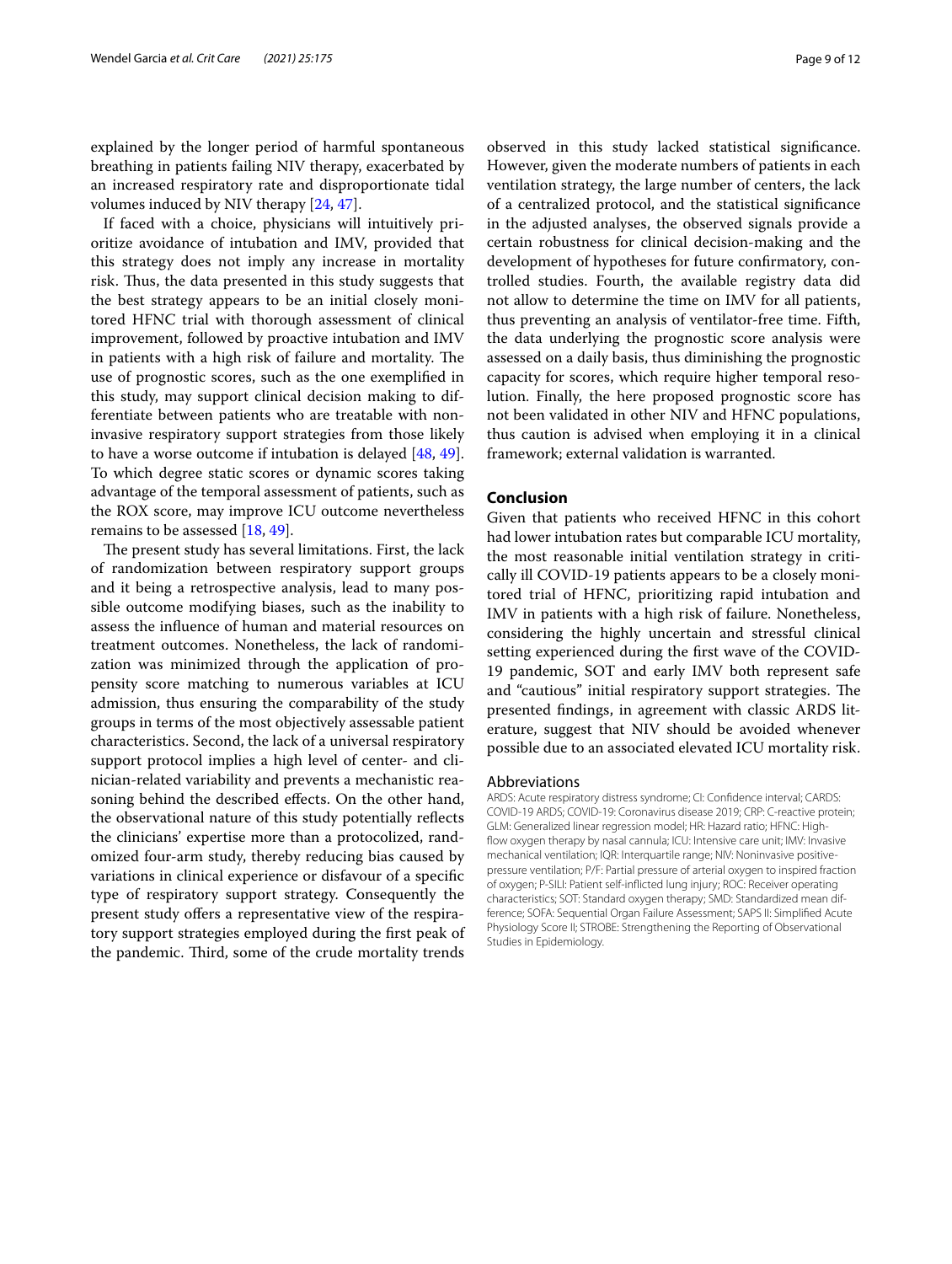explained by the longer period of harmful spontaneous breathing in patients failing NIV therapy, exacerbated by an increased respiratory rate and disproportionate tidal volumes induced by NIV therapy [24, 47].

If faced with a choice, physicians will intuitively prioritize avoidance of intubation and IMV, provided that this strategy does not imply any increase in mortality risk. Thus, the data presented in this study suggests that the best strategy appears to be an initial closely monitored HFNC trial with thorough assessment of clinical improvement, followed by proactive intubation and IMV in patients with a high risk of failure and mortality. The use of prognostic scores, such as the one exemplified in this study, may support clinical decision making to differentiate between patients who are treatable with noninvasive respiratory support strategies from those likely to have a worse outcome if intubation is delayed [48, 49]. To which degree static scores or dynamic scores taking advantage of the temporal assessment of patients, such as the ROX score, may improve ICU outcome nevertheless remains to be assessed [18, 49].

The present study has several limitations. First, the lack of randomization between respiratory support groups and it being a retrospective analysis, lead to many possible outcome modifying biases, such as the inability to assess the influence of human and material resources on treatment outcomes. Nonetheless, the lack of randomization was minimized through the application of propensity score matching to numerous variables at ICU admission, thus ensuring the comparability of the study groups in terms of the most objectively assessable patient characteristics. Second, the lack of a universal respiratory support protocol implies a high level of center- and clinician-related variability and prevents a mechanistic reasoning behind the described effects. On the other hand, the observational nature of this study potentially reflects the clinicians' expertise more than a protocolized, randomized four-arm study, thereby reducing bias caused by variations in clinical experience or disfavour of a specific type of respiratory support strategy. Consequently the present study offers a representative view of the respiratory support strategies employed during the first peak of the pandemic. Third, some of the crude mortality trends observed in this study lacked statistical significance. However, given the moderate numbers of patients in each ventilation strategy, the large number of centers, the lack of a centralized protocol, and the statistical significance in the adjusted analyses, the observed signals provide a certain robustness for clinical decision-making and the development of hypotheses for future confirmatory, controlled studies. Fourth, the available registry data did not allow to determine the time on IMV for all patients, thus preventing an analysis of ventilator-free time. Fifth, the data underlying the prognostic score analysis were assessed on a daily basis, thus diminishing the prognostic capacity for scores, which require higher temporal resolution. Finally, the here proposed prognostic score has not been validated in other NIV and HFNC populations, thus caution is advised when employing it in a clinical framework; external validation is warranted.

## Conclusion

Given that patients who received HFNC in this cohort had lower intubation rates but comparable ICU mortality, the most reasonable initial ventilation strategy in critically ill COVID-19 patients appears to be a closely monitored trial of HFNC, prioritizing rapid intubation and IMV in patients with a high risk of failure. Nonetheless, considering the highly uncertain and stressful clinical setting experienced during the first wave of the COVID-19 pandemic, SOT and early IMV both represent safe and "cautious" initial respiratory support strategies. The presented findings, in agreement with classic ARDS literature, suggest that NIV should be avoided whenever possible due to an associated elevated ICU mortality risk.

### Abbreviations

ARDS: Acute respiratory distress syndrome; CI: Confidence interval; CARDS: COVID-19 ARDS; COVID-19: Coronavirus disease 2019; CRP: C-reactive protein; GLM: Generalized linear regression model; HR: Hazard ratio; HFNC: High-flow oxygen therapy by nasal cannula; ICU: Intensive care unit; IMV: Invasive mechanical ventilation; IQR: Interquartile range; NIV: Noninvasive positive-pressure ventilation; P/F: Partial pressure of arterial oxygen to inspired fraction of oxygen; P-SILI: Patient self-inflicted lung injury; ROC: Receiver operating characteristics; SOT: Standard oxygen therapy; SMD: Standardized mean difference; SOFA: Sequential Organ Failure Assessment; SAPS II: Simplified Acute Physiology Score II; STROBE: Strengthening the Reporting of Observational Studies in Epidemiology.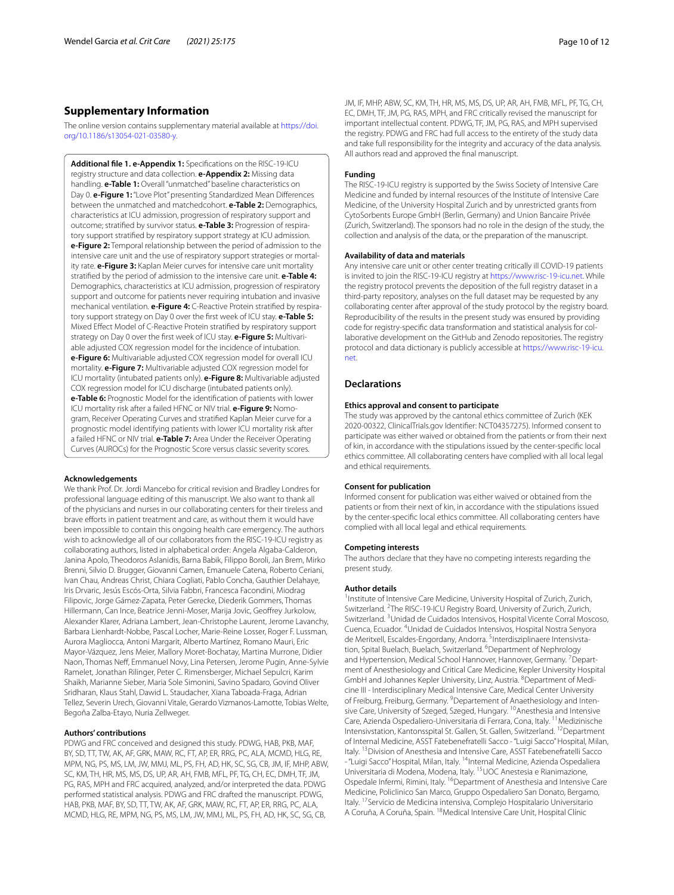## Supplementary Information

The online version contains supplementary material available at https://doi.org/10.1186/s13054-021-03580-y.

**Additional file 1. e-Appendix 1:** Specifications on the RISC-19-ICU registry structure and data collection. **e-Appendix 2:** Missing data handling. **e-Table 1:** Overall "unmatched" baseline characteristics on Day 0. **e-Figure 1:** "Love Plot" presenting Standardized Mean Differences between the unmatched and matchedcohort. **e-Table 2:** Demographics, characteristics at ICU admission, progression of respiratory support and outcome; stratified by survivor status. **e-Table 3:** Progression of respiratory support stratified by respiratory support strategy at ICU admission. **e-Figure 2:** Temporal relationship between the period of admission to the intensive care unit and the use of respiratory support strategies or mortality rate. **e-Figure 3:** Kaplan Meier curves for intensive care unit mortality stratified by the period of admission to the intensive care unit. **e-Table 4:** Demographics, characteristics at ICU admission, progression of respiratory support and outcome for patients never requiring intubation and invasive mechanical ventilation. **e-Figure 4:** C-Reactive Protein stratified by respiratory support strategy on Day 0 over the first week of ICU stay. **e-Table 5:** Mixed Effect Model of C-Reactive Protein stratified by respiratory support strategy on Day 0 over the first week of ICU stay. **e-Figure 5:** Multivariable adjusted COX regression model for the incidence of intubation. **e-Figure 6:** Multivariable adjusted COX regression model for overall ICU mortality. **e-Figure 7:** Multivariable adjusted COX regression model for ICU mortality (intubated patients only). **e-Figure 8:** Multivariable adjusted COX regression model for ICU discharge (intubated patients only). **e-Table 6:** Prognostic Model for the identification of patients with lower ICU mortality risk after a failed HFNC or NIV trial. **e-Figure 9:** Nomogram, Receiver Operating Curves and stratified Kaplan Meier curve for a prognostic model identifying patients with lower ICU mortality risk after a failed HFNC or NIV trial. **e-Table 7:** Area Under the Receiver Operating Curves (AUROCs) for the Prognostic Score versus classic severity scores.

#### Acknowledgements

We thank Prof. Dr. Jordi Mancebo for critical revision and Bradley Londres for professional language editing of this manuscript. We also want to thank all of the physicians and nurses in our collaborating centers for their tireless and brave efforts in patient treatment and care, as without them it would have been impossible to contain this ongoing health care emergency. The authors wish to acknowledge all of our collaborators from the RISC-19-ICU registry as collaborating authors, listed in alphabetical order: Angela Algaba-Calderon, Janina Apolo, Theodoros Aslanidis, Barna Babik, Filippo Boroli, Jan Brem, Mirko Brenni, Silvio D. Brugger, Giovanni Camen, Emanuele Catena, Roberto Ceriani, Ivan Chau, Andreas Christ, Chiara Cogliati, Pablo Concha, Gauthier Delahaye, Iris Drvaric, Jesús Escós-Orta, Silvia Fabbri, Francesca Facondini, Miodrag Filipovic, Jorge Gámez-Zapata, Peter Gerecke, Diederik Gommers, Thomas Hillermann, Can Ince, Beatrice Jenni-Moser, Marija Jovic, Geoffrey Jurkolow, Alexander Klarer, Adriana Lambert, Jean-Christophe Laurent, Jerome Lavanchy, Barbara Lienhardt-Nobbe, Pascal Locher, Marie-Reine Losser, Roger F. Lussman, Aurora Magliocca, Antoni Margarit, Alberto Martínez, Romano Mauri, Eric Mayor-Vázquez, Jens Meier, Mallory Moret-Bochatay, Martina Murrone, Didier Naon, Thomas Neff, Emmanuel Novy, Lina Petersen, Jerome Pugin, Anne-Sylvie Ramelet, Jonathan Rilinger, Peter C. Rimensberger, Michael Sepulcri, Karim Shaikh, Marianne Sieber, Maria Sole Simonini, Savino Spadaro, Govind Oliver Sridharan, Klaus Stahl, Dawid L. Staudacher, Xiana Taboada-Fraga, Adrian Tellez, Severin Urech, Giovanni Vitale, Gerardo Vizmanos-Lamotte, Tobias Welte, Begoña Zalba-Etayo, Nuria Zellweger.

#### Authors' contributions

PDWG and FRC conceived and designed this study. PDWG, HAB, PKB, MAF, BY, SD, TT, TW, AK, AF, GRK, MAW, RC, FT, AP, ER, RRG, PC, ALA, MCMD, HLG, RE, MPM, NG, PS, MS, LM, JW, MMJ, ML, PS, FH, AD, HK, SC, SG, CB, JM, IF, MHP, ABW, SC, KM, TH, HR, MS, MS, DS, UP, AR, AH, FMB, MFL, PF, TG, CH, EC, DMH, TF, JM, PG, RAS, MPH and FRC acquired, analyzed, and/or interpreted the data. PDWG performed statistical analysis. PDWG and FRC drafted the manuscript. PDWG, HAB, PKB, MAF, BY, SD, TT, TW, AK, AF, GRK, MAW, RC, FT, AP, ER, RRG, PC, ALA, MCMD, HLG, RE, MPM, NG, PS, MS, LM, JW, MMJ, ML, PS, FH, AD, HK, SC, SG, CB, JM, IF, MHP, ABW, SC, KM, TH, HR, MS, MS, DS, UP, AR, AH, FMB, MFL, PF, TG, CH, EC, DMH, TF, JM, PG, RAS, MPH, and FRC critically revised the manuscript for important intellectual content. PDWG, TF, JM, PG, RAS, and MPH supervised the registry. PDWG and FRC had full access to the entirety of the study data and take full responsibility for the integrity and accuracy of the data analysis. All authors read and approved the final manuscript.

#### Funding

The RISC-19-ICU registry is supported by the Swiss Society of Intensive Care Medicine and funded by internal resources of the Institute of Intensive Care Medicine, of the University Hospital Zurich and by unrestricted grants from CytoSorbents Europe GmbH (Berlin, Germany) and Union Bancaire Privée (Zurich, Switzerland). The sponsors had no role in the design of the study, the collection and analysis of the data, or the preparation of the manuscript.

#### Availability of data and materials

Any intensive care unit or other center treating critically ill COVID-19 patients is invited to join the RISC-19-ICU registry at https://www.risc-19-icu.net. While the registry protocol prevents the deposition of the full registry dataset in a third-party repository, analyses on the full dataset may be requested by any collaborating center after approval of the study protocol by the registry board. Reproducibility of the results in the present study was ensured by providing code for registry-specific data transformation and statistical analysis for collaborative development on the GitHub and Zenodo repositories. The registry protocol and data dictionary is publicly accessible at https://www.risc-19-icu.net.

## Declarations

#### Ethics approval and consent to participate

The study was approved by the cantonal ethics committee of Zurich (KEK 2020-00322, ClinicalTrials.gov Identifier: NCT04357275). Informed consent to participate was either waived or obtained from the patients or from their next of kin, in accordance with the stipulations issued by the center-specific local ethics committee. All collaborating centers have complied with all local legal and ethical requirements.

#### Consent for publication

Informed consent for publication was either waived or obtained from the patients or from their next of kin, in accordance with the stipulations issued by the center-specific local ethics committee. All collaborating centers have complied with all local legal and ethical requirements.

#### Competing interests

The authors declare that they have no competing interests regarding the present study.

#### Author details

[1]Institute of Intensive Care Medicine, University Hospital of Zurich, Zurich, Switzerland. [2]The RISC-19-ICU Registry Board, University of Zurich, Zurich, Switzerland. [3]Unidad de Cuidados Intensivos, Hospital Vicente Corral Moscoso, Cuenca, Ecuador. [4]Unidad de Cuidados Intensivos, Hospital Nostra Senyora de Meritxell, Escaldes-Engordany, Andorra. [5]Interdisziplinaere Intensivstation, Spital Buelach, Buelach, Switzerland. [6]Department of Nephrology and Hypertension, Medical School Hannover, Hannover, Germany. [7]Department of Anesthesiology and Critical Care Medicine, Kepler University Hospital GmbH and Johannes Kepler University, Linz, Austria. [8]Department of Medicine III - Interdisciplinary Medical Intensive Care, Medical Center University of Freiburg, Freiburg, Germany. [9]Departement of Anaethesiology and Intensive Care, University of Szeged, Szeged, Hungary. [10]Anesthesia and Intensive Care, Azienda Ospedaliero-Universitaria di Ferrara, Cona, Italy. [11]Medizinische Intensivstation, Kantonsspital St. Gallen, St. Gallen, Switzerland. [12]Department of Internal Medicine, ASST Fatebenefratelli Sacco - "Luigi Sacco" Hospital, Milan, Italy. [13]Division of Anesthesia and Intensive Care, ASST Fatebenefratelli Sacco - "Luigi Sacco" Hospital, Milan, Italy. [14]Internal Medicine, Azienda Ospedaliera Universitaria di Modena, Modena, Italy. [15]UOC Anestesia e Rianimazione, Ospedale Infermi, Rimini, Italy. [16]Department of Anesthesia and Intensive Care Medicine, Policlinico San Marco, Gruppo Ospedaliero San Donato, Bergamo, Italy. [17]Servicio de Medicina intensiva, Complejo Hospitalario Universitario A Coruña, A Coruña, Spain. [18]Medical Intensive Care Unit, Hospital Clínic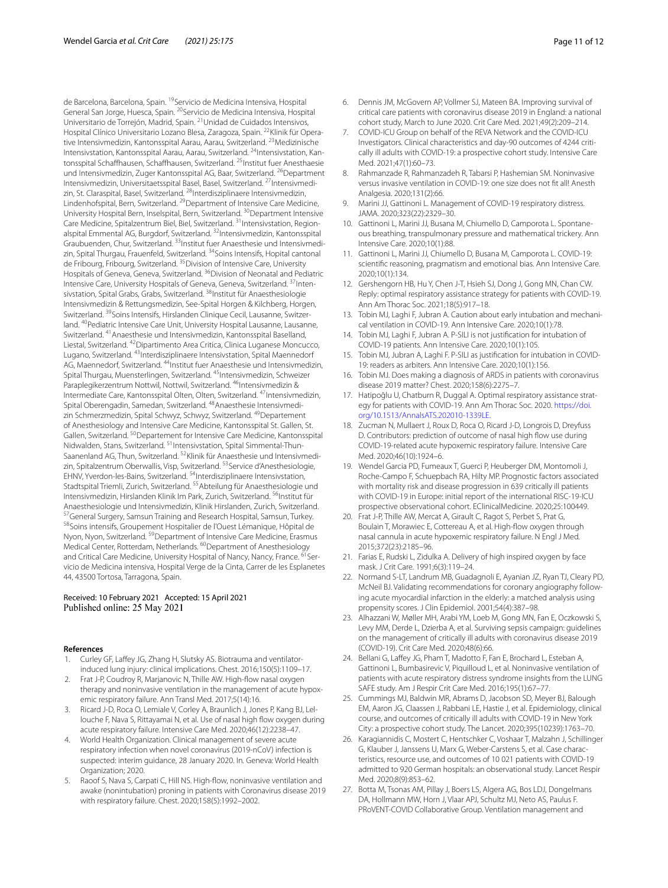de Barcelona, Barcelona, Spain. [19]Servicio de Medicina Intensiva, Hospital General San Jorge, Huesca, Spain. [20]Servicio de Medicina Intensiva, Hospital Universitario de Torrejón, Madrid, Spain. [21]Unidad de Cuidados Intensivos, Hospital Clínico Universitario Lozano Blesa, Zaragoza, Spain. [22]Klinik für Operative Intensivmedizin, Kantonsspital Aarau, Aarau, Switzerland. [23]Medizinische Intensivstation, Kantonsspital Aarau, Aarau, Switzerland. [24]Intensivstation, Kantonsspital Schaffhausen, Schaffhausen, Switzerland. [25]Institut fuer Anesthaesie und Intensivmedizin, Zuger Kantonsspital AG, Baar, Switzerland. [26]Department Intensivmedizin, Universitaetsspital Basel, Basel, Switzerland. [27]Intensivmedizin, St. Claraspital, Basel, Switzerland. [28]Interdisziplinaere Intensivmedizin, Lindenhofspital, Bern, Switzerland. [29]Department of Intensive Care Medicine, University Hospital Bern, Inselspital, Bern, Switzerland. [30]Department Intensive Care Medicine, Spitalzentrum Biel, Biel, Switzerland. [31]Intensivstation, Regionalspital Emmental AG, Burgdorf, Switzerland. [32]Intensivmedizin, Kantonsspital Graubuenden, Chur, Switzerland. [33]Institut fuer Anaesthesie und Intensivmedizin, Spital Thurgau, Frauenfeld, Switzerland. [34]Soins Intensifs, Hopital cantonal de Fribourg, Fribourg, Switzerland. [35]Division of Intensive Care, University Hospitals of Geneva, Geneva, Switzerland. [36]Division of Neonatal and Pediatric Intensive Care, University Hospitals of Geneva, Geneva, Switzerland. [37]Intensivstation, Spital Grabs, Grabs, Switzerland. [38]Institut für Anaesthesiologie Intensivmedizin & Rettungsmedizin, See-Spital Horgen & Kilchberg, Horgen, Switzerland. [39]Soins Intensifs, Hirslanden Clinique Cecil, Lausanne, Switzerland. [40]Pediatric Intensive Care Unit, University Hospital Lausanne, Lausanne, Switzerland. [41]Anaesthesie und Intensivmedizin, Kantonsspital Baselland, Liestal, Switzerland. [42]Dipartimento Area Critica, Clinica Luganese Moncucco, Lugano, Switzerland. [43]Interdisziplinaere Intensivstation, Spital Maennedorf AG, Maennedorf, Switzerland. [44]Institut fuer Anaesthesie und Intensivmedizin, Spital Thurgau, Muensterlingen, Switzerland. [45]Intensivmedizin, Schweizer Paraplegikerzentrum Nottwil, Nottwil, Switzerland. [46]Intensivmedizin & Intermediate Care, Kantonsspital Olten, Olten, Switzerland. [47]Intensivmedizin, Spital Oberengadin, Samedan, Switzerland. [48]Anaesthesie Intensivmedizin Schmerzmedizin, Spital Schwyz, Schwyz, Switzerland. [49]Departement of Anesthesiology and Intensive Care Medicine, Kantonsspital St. Gallen, St. Gallen, Switzerland. [50]Departement for Intensive Care Medicine, Kantonsspital Nidwalden, Stans, Switzerland. [51]Intensivstation, Spital Simmental-Thun-Saanenland AG, Thun, Switzerland. [52]Klinik für Anaesthesie und Intensivmedizin, Spitalzentrum Oberwallis, Visp, Switzerland. [53]Service d'Anesthesiologie, EHNV, Yverdon-les-Bains, Switzerland. [54]Interdisziplinaere Intensivstation, Stadtspital Triemli, Zurich, Switzerland. [55]Abteilung für Anaesthesiologie und Intensivmedizin, Hirslanden Klinik Im Park, Zurich, Switzerland. [56]Institut für Anaesthesiologie und Intensivmedizin, Klinik Hirslanden, Zurich, Switzerland. [57]General Surgery, Samsun Training and Research Hospital, Samsun, Turkey. [58]Soins intensifs, Groupement Hospitalier de l'Ouest Lémanique, Hôpital de Nyon, Nyon, Switzerland. [59]Department of Intensive Care Medicine, Erasmus Medical Center, Rotterdam, Netherlands. [60]Department of Anesthesiology and Critical Care Medicine, University Hospital of Nancy, Nancy, France. [61]Servicio de Medicina intensiva, Hospital Verge de la Cinta, Carrer de les Esplanetes 44, 43500 Tortosa, Tarragona, Spain.

Received: 10 February 2021 Accepted: 15 April 2021
Published online: 25 May 2021

## References

1. Curley GF, Laffey JG, Zhang H, Slutsky AS. Biotrauma and ventilator-induced lung injury: clinical implications. Chest. 2016;150(5):1109–17.
2. Frat J-P, Coudroy R, Marjanovic N, Thille AW. High-flow nasal oxygen therapy and noninvasive ventilation in the management of acute hypoxemic respiratory failure. Ann Transl Med. 2017;5(14):16.
3. Ricard J-D, Roca O, Lemiale V, Corley A, Braunlich J, Jones P, Kang BJ, Lellouche F, Nava S, Rittayamai N, et al. Use of nasal high flow oxygen during acute respiratory failure. Intensive Care Med. 2020;46(12):2238–47.
4. World Health Organization. Clinical management of severe acute respiratory infection when novel coronavirus (2019-nCoV) infection is suspected: interim guidance, 28 January 2020. In. Geneva: World Health Organization; 2020.
5. Raoof S, Nava S, Carpati C, Hill NS. High-flow, noninvasive ventilation and awake (nonintubation) proning in patients with Coronavirus disease 2019 with respiratory failure. Chest. 2020;158(5):1992–2002.
6. Dennis JM, McGovern AP, Vollmer SJ, Mateen BA. Improving survival of critical care patients with coronavirus disease 2019 in England: a national cohort study, March to June 2020. Crit Care Med. 2021;49(2):209–214.
7. COVID-ICU Group on behalf of the REVA Network and the COVID-ICU Investigators. Clinical characteristics and day-90 outcomes of 4244 critically ill adults with COVID-19: a prospective cohort study. Intensive Care Med. 2021;47(1):60–73.
8. Rahmanzade R, Rahmanzadeh R, Tabarsi P, Hashemian SM. Noninvasive versus invasive ventilation in COVID-19: one size does not fit all! Anesth Analgesia. 2020;131(2):66.
9. Marini JJ, Gattinoni L. Management of COVID-19 respiratory distress. JAMA. 2020;323(22):2329–30.
10. Gattinoni L, Marini JJ, Busana M, Chiumello D, Camporota L. Spontaneous breathing, transpulmonary pressure and mathematical trickery. Ann Intensive Care. 2020;10(1):88.
11. Gattinoni L, Marini JJ, Chiumello D, Busana M, Camporota L. COVID-19: scientific reasoning, pragmatism and emotional bias. Ann Intensive Care. 2020;10(1):134.
12. Gershengorn HB, Hu Y, Chen J-T, Hsieh SJ, Dong J, Gong MN, Chan CW. Reply: optimal respiratory assistance strategy for patients with COVID-19. Ann Am Thorac Soc. 2021;18(5):917–18.
13. Tobin MJ, Laghi F, Jubran A. Caution about early intubation and mechanical ventilation in COVID-19. Ann Intensive Care. 2020;10(1):78.
14. Tobin MJ, Laghi F, Jubran A. P-SILI is not justification for intubation of COVID-19 patients. Ann Intensive Care. 2020;10(1):105.
15. Tobin MJ, Jubran A, Laghi F. P-SILI as justification for intubation in COVID-19: readers as arbiters. Ann Intensive Care. 2020;10(1):156.
16. Tobin MJ. Does making a diagnosis of ARDS in patients with coronavirus disease 2019 matter? Chest. 2020;158(6):2275–7.
17. Hatipoğlu U, Chatburn R, Duggal A. Optimal respiratory assistance strategy for patients with COVID-19. Ann Am Thorac Soc. 2020. https://doi.org/10.1513/AnnalsATS.202010-1339LE.
18. Zucman N, Mullaert J, Roux D, Roca O, Ricard J-D, Longrois D, Dreyfuss D. Contributors: prediction of outcome of nasal high flow use during COVID-19-related acute hypoxemic respiratory failure. Intensive Care Med. 2020;46(10):1924–6.
19. Wendel Garcia PD, Fumeaux T, Guerci P, Heuberger DM, Montomoli J, Roche-Campo F, Schuepbach RA, Hilty MP. Prognostic factors associated with mortality risk and disease progression in 639 critically ill patients with COVID-19 in Europe: initial report of the international RISC-19-ICU prospective observational cohort. EClinicalMedicine. 2020;25:100449.
20. Frat J-P, Thille AW, Mercat A, Girault C, Ragot S, Perbet S, Prat G, Boulain T, Morawiec E, Cottereau A, et al. High-flow oxygen through nasal cannula in acute hypoxemic respiratory failure. N Engl J Med. 2015;372(23):2185–96.
21. Farias E, Rudski L, Zidulka A. Delivery of high inspired oxygen by face mask. J Crit Care. 1991;6(3):119–24.
22. Normand S-LT, Landrum MB, Guadagnoli E, Ayanian JZ, Ryan TJ, Cleary PD, McNeil BJ. Validating recommendations for coronary angiography following acute myocardial infarction in the elderly: a matched analysis using propensity scores. J Clin Epidemiol. 2001;54(4):387–98.
23. Alhazzani W, Møller MH, Arabi YM, Loeb M, Gong MN, Fan E, Oczkowski S, Levy MM, Derde L, Dzierba A, et al. Surviving sepsis campaign: guidelines on the management of critically ill adults with coronavirus disease 2019 (COVID-19). Crit Care Med. 2020;48(6):66.
24. Bellani G, Laffey JG, Pham T, Madotto F, Fan E, Brochard L, Esteban A, Gattinoni L, Bumbasirevic V, Piquilloud L, et al. Noninvasive ventilation of patients with acute respiratory distress syndrome insights from the LUNG SAFE study. Am J Respir Crit Care Med. 2016;195(1):67–77.
25. Cummings MJ, Baldwin MR, Abrams D, Jacobson SD, Meyer BJ, Balough EM, Aaron JG, Claassen J, Rabbani LE, Hastie J, et al. Epidemiology, clinical course, and outcomes of critically ill adults with COVID-19 in New York City: a prospective cohort study. The Lancet. 2020;395(10239):1763–70.
26. Karagiannidis C, Mostert C, Hentschker C, Voshaar T, Malzahn J, Schillinger G, Klauber J, Janssens U, Marx G, Weber-Carstens S, et al. Case characteristics, resource use, and outcomes of 10 021 patients with COVID-19 admitted to 920 German hospitals: an observational study. Lancet Respir Med. 2020;8(9):853–62.
27. Botta M, Tsonas AM, Pillay J, Boers LS, Algera AG, Bos LDJ, Dongelmans DA, Hollmann MW, Horn J, Vlaar APJ, Schultz MJ, Neto AS, Paulus F. PRoVENT-COVID Collaborative Group. Ventilation management and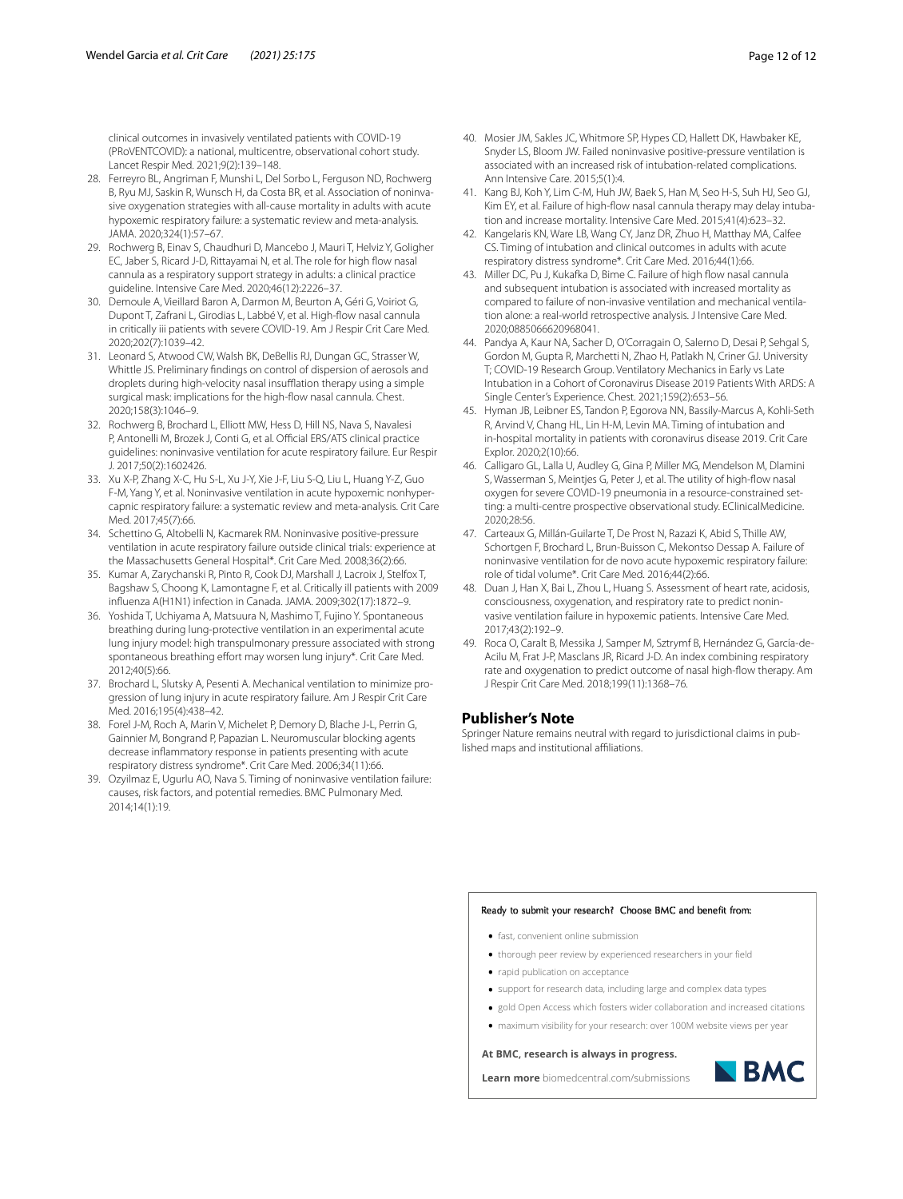clinical outcomes in invasively ventilated patients with COVID-19 (PRoVENTCOVID): a national, multicentre, observational cohort study. Lancet Respir Med. 2021;9(2):139–148.

28. Ferreyro BL, Angriman F, Munshi L, Del Sorbo L, Ferguson ND, Rochwerg B, Ryu MJ, Saskin R, Wunsch H, da Costa BR, et al. Association of noninvasive oxygenation strategies with all-cause mortality in adults with acute hypoxemic respiratory failure: a systematic review and meta-analysis. JAMA. 2020;324(1):57–67.
29. Rochwerg B, Einav S, Chaudhuri D, Mancebo J, Mauri T, Helviz Y, Goligher EC, Jaber S, Ricard J-D, Rittayamai N, et al. The role for high flow nasal cannula as a respiratory support strategy in adults: a clinical practice guideline. Intensive Care Med. 2020;46(12):2226–37.
30. Demoule A, Vieillard Baron A, Darmon M, Beurton A, Géri G, Voiriot G, Dupont T, Zafrani L, Girodias L, Labbé V, et al. High-flow nasal cannula in critically iii patients with severe COVID-19. Am J Respir Crit Care Med. 2020;202(7):1039–42.
31. Leonard S, Atwood CW, Walsh BK, DeBellis RJ, Dungan GC, Strasser W, Whittle JS. Preliminary findings on control of dispersion of aerosols and droplets during high-velocity nasal insufflation therapy using a simple surgical mask: implications for the high-flow nasal cannula. Chest. 2020;158(3):1046–9.
32. Rochwerg B, Brochard L, Elliott MW, Hess D, Hill NS, Nava S, Navalesi P, Antonelli M, Brozek J, Conti G, et al. Official ERS/ATS clinical practice guidelines: noninvasive ventilation for acute respiratory failure. Eur Respir J. 2017;50(2):1602426.
33. Xu X-P, Zhang X-C, Hu S-L, Xu J-Y, Xie J-F, Liu S-Q, Liu L, Huang Y-Z, Guo F-M, Yang Y, et al. Noninvasive ventilation in acute hypoxemic nonhypercapnic respiratory failure: a systematic review and meta-analysis. Crit Care Med. 2017;45(7):66.
34. Schettino G, Altobelli N, Kacmarek RM. Noninvasive positive-pressure ventilation in acute respiratory failure outside clinical trials: experience at the Massachusetts General Hospital*. Crit Care Med. 2008;36(2):66.
35. Kumar A, Zarychanski R, Pinto R, Cook DJ, Marshall J, Lacroix J, Stelfox T, Bagshaw S, Choong K, Lamontagne F, et al. Critically ill patients with 2009 influenza A(H1N1) infection in Canada. JAMA. 2009;302(17):1872–9.
36. Yoshida T, Uchiyama A, Matsuura N, Mashimo T, Fujino Y. Spontaneous breathing during lung-protective ventilation in an experimental acute lung injury model: high transpulmonary pressure associated with strong spontaneous breathing effort may worsen lung injury*. Crit Care Med. 2012;40(5):66.
37. Brochard L, Slutsky A, Pesenti A. Mechanical ventilation to minimize progression of lung injury in acute respiratory failure. Am J Respir Crit Care Med. 2016;195(4):438–42.
38. Forel J-M, Roch A, Marin V, Michelet P, Demory D, Blache J-L, Perrin G, Gainnier M, Bongrand P, Papazian L. Neuromuscular blocking agents decrease inflammatory response in patients presenting with acute respiratory distress syndrome*. Crit Care Med. 2006;34(11):66.
39. Ozyilmaz E, Ugurlu AO, Nava S. Timing of noninvasive ventilation failure: causes, risk factors, and potential remedies. BMC Pulmonary Med. 2014;14(1):19.
40. Mosier JM, Sakles JC, Whitmore SP, Hypes CD, Hallett DK, Hawbaker KE, Snyder LS, Bloom JW. Failed noninvasive positive-pressure ventilation is associated with an increased risk of intubation-related complications. Ann Intensive Care. 2015;5(1):4.
41. Kang BJ, Koh Y, Lim C-M, Huh JW, Baek S, Han M, Seo H-S, Suh HJ, Seo GJ, Kim EY, et al. Failure of high-flow nasal cannula therapy may delay intubation and increase mortality. Intensive Care Med. 2015;41(4):623–32.
42. Kangelaris KN, Ware LB, Wang CY, Janz DR, Zhuo H, Matthay MA, Calfee CS. Timing of intubation and clinical outcomes in adults with acute respiratory distress syndrome*. Crit Care Med. 2016;44(1):66.
43. Miller DC, Pu J, Kukafka D, Bime C. Failure of high flow nasal cannula and subsequent intubation is associated with increased mortality as compared to failure of non-invasive ventilation and mechanical ventilation alone: a real-world retrospective analysis. J Intensive Care Med. 2020;0885066620968041.
44. Pandya A, Kaur NA, Sacher D, O'Corragain O, Salerno D, Desai P, Sehgal S, Gordon M, Gupta R, Marchetti N, Zhao H, Patlakh N, Criner GJ. University T; COVID-19 Research Group. Ventilatory Mechanics in Early vs Late Intubation in a Cohort of Coronavirus Disease 2019 Patients With ARDS: A Single Center's Experience. Chest. 2021;159(2):653–56.
45. Hyman JB, Leibner ES, Tandon P, Egorova NN, Bassily-Marcus A, Kohli-Seth R, Arvind V, Chang HL, Lin H-M, Levin MA. Timing of intubation and in-hospital mortality in patients with coronavirus disease 2019. Crit Care Explor. 2020;2(10):66.
46. Calligaro GL, Lalla U, Audley G, Gina P, Miller MG, Mendelson M, Dlamini S, Wasserman S, Meintjes G, Peter J, et al. The utility of high-flow nasal oxygen for severe COVID-19 pneumonia in a resource-constrained setting: a multi-centre prospective observational study. EClinicalMedicine. 2020;28:56.
47. Carteaux G, Millán-Guilarte T, De Prost N, Razazi K, Abid S, Thille AW, Schortgen F, Brochard L, Brun-Buisson C, Mekontso Dessap A. Failure of noninvasive ventilation for de novo acute hypoxemic respiratory failure: role of tidal volume*. Crit Care Med. 2016;44(2):66.
48. Duan J, Han X, Bai L, Zhou L, Huang S. Assessment of heart rate, acidosis, consciousness, oxygenation, and respiratory rate to predict noninvasive ventilation failure in hypoxemic patients. Intensive Care Med. 2017;43(2):192–9.
49. Roca O, Caralt B, Messika J, Samper M, Sztrymf B, Hernández G, García-de-Acilu M, Frat J-P, Masclans JR, Ricard J-D. An index combining respiratory rate and oxygenation to predict outcome of nasal high-flow therapy. Am J Respir Crit Care Med. 2018;199(11):1368–76.

## Publisher's Note

Springer Nature remains neutral with regard to jurisdictional claims in published maps and institutional affiliations.

Ready to submit your research? Choose BMC and benefit from:

- fast, convenient online submission
- thorough peer review by experienced researchers in your field
- rapid publication on acceptance
- support for research data, including large and complex data types
- gold Open Access which fosters wider collaboration and increased citations
- maximum visibility for your research: over 100M website views per year

**At BMC, research is always in progress.**

**Learn more** biomedcentral.com/submissions